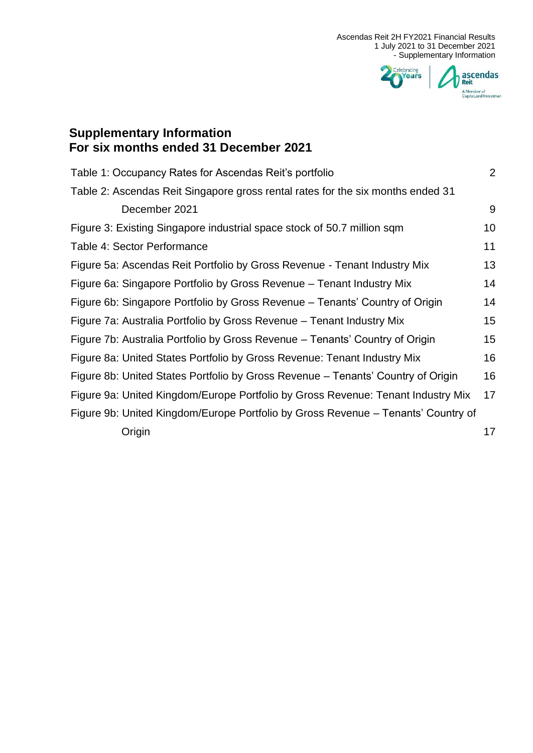## Supplementary Information
## For six months ended 31 December 2021

| | |
|---|---|
| Table 1: Occupancy Rates for Ascendas Reit's portfolio | 2 |
| Table 2: Ascendas Reit Singapore gross rental rates for the six months ended 31 December 2021 | 9 |
| Figure 3: Existing Singapore industrial space stock of 50.7 million sqm | 10 |
| Table 4: Sector Performance | 11 |
| Figure 5a: Ascendas Reit Portfolio by Gross Revenue - Tenant Industry Mix | 13 |
| Figure 6a: Singapore Portfolio by Gross Revenue – Tenant Industry Mix | 14 |
| Figure 6b: Singapore Portfolio by Gross Revenue – Tenants' Country of Origin | 14 |
| Figure 7a: Australia Portfolio by Gross Revenue – Tenant Industry Mix | 15 |
| Figure 7b: Australia Portfolio by Gross Revenue – Tenants' Country of Origin | 15 |
| Figure 8a: United States Portfolio by Gross Revenue: Tenant Industry Mix | 16 |
| Figure 8b: United States Portfolio by Gross Revenue – Tenants' Country of Origin | 16 |
| Figure 9a: United Kingdom/Europe Portfolio by Gross Revenue: Tenant Industry Mix | 17 |
| Figure 9b: United Kingdom/Europe Portfolio by Gross Revenue – Tenants' Country of Origin | 17 |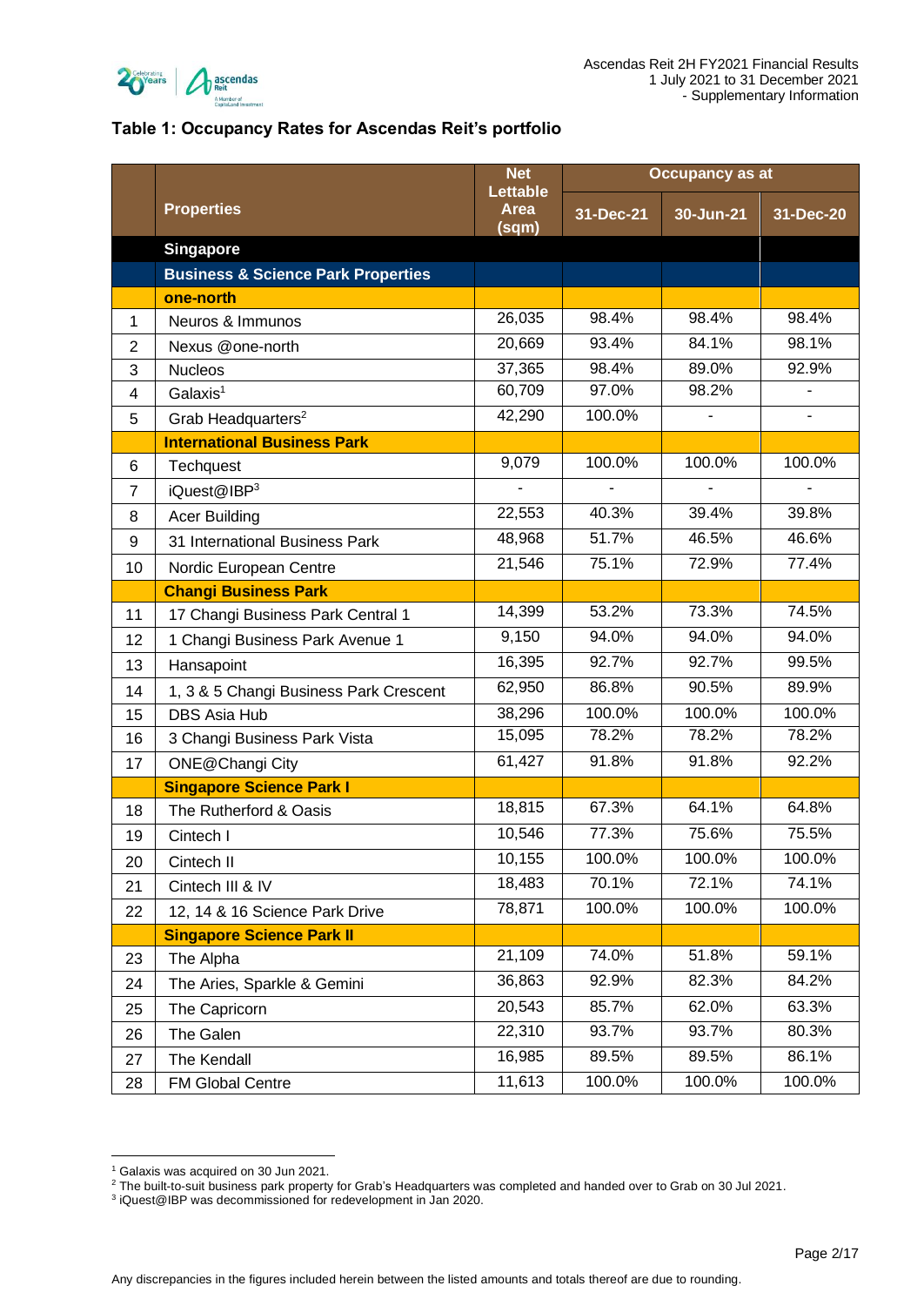### Table 1: Occupancy Rates for Ascendas Reit's portfolio

| | Properties | Net Lettable Area (sqm) | Occupancy as at | | |
|---|---|---|---|---|---|
| | | | 31-Dec-21 | 30-Jun-21 | 31-Dec-20 |
| | **Singapore** | | | | |
| | **Business & Science Park Properties** | | | | |
| | **one-north** | | | | |
| 1 | Neuros & Immunos | 26,035 | 98.4% | 98.4% | 98.4% |
| 2 | Nexus @one-north | 20,669 | 93.4% | 84.1% | 98.1% |
| 3 | Nucleos | 37,365 | 98.4% | 89.0% | 92.9% |
| 4 | Galaxis[1] | 60,709 | 97.0% | 98.2% | - |
| 5 | Grab Headquarters[2] | 42,290 | 100.0% | - | - |
| | **International Business Park** | | | | |
| 6 | Techquest | 9,079 | 100.0% | 100.0% | 100.0% |
| 7 | iQuest@IBP[3] | - | - | - | - |
| 8 | Acer Building | 22,553 | 40.3% | 39.4% | 39.8% |
| 9 | 31 International Business Park | 48,968 | 51.7% | 46.5% | 46.6% |
| 10 | Nordic European Centre | 21,546 | 75.1% | 72.9% | 77.4% |
| | **Changi Business Park** | | | | |
| 11 | 17 Changi Business Park Central 1 | 14,399 | 53.2% | 73.3% | 74.5% |
| 12 | 1 Changi Business Park Avenue 1 | 9,150 | 94.0% | 94.0% | 94.0% |
| 13 | Hansapoint | 16,395 | 92.7% | 92.7% | 99.5% |
| 14 | 1, 3 & 5 Changi Business Park Crescent | 62,950 | 86.8% | 90.5% | 89.9% |
| 15 | DBS Asia Hub | 38,296 | 100.0% | 100.0% | 100.0% |
| 16 | 3 Changi Business Park Vista | 15,095 | 78.2% | 78.2% | 78.2% |
| 17 | ONE@Changi City | 61,427 | 91.8% | 91.8% | 92.2% |
| | **Singapore Science Park I** | | | | |
| 18 | The Rutherford & Oasis | 18,815 | 67.3% | 64.1% | 64.8% |
| 19 | Cintech I | 10,546 | 77.3% | 75.6% | 75.5% |
| 20 | Cintech II | 10,155 | 100.0% | 100.0% | 100.0% |
| 21 | Cintech III & IV | 18,483 | 70.1% | 72.1% | 74.1% |
| 22 | 12, 14 & 16 Science Park Drive | 78,871 | 100.0% | 100.0% | 100.0% |
| | **Singapore Science Park II** | | | | |
| 23 | The Alpha | 21,109 | 74.0% | 51.8% | 59.1% |
| 24 | The Aries, Sparkle & Gemini | 36,863 | 92.9% | 82.3% | 84.2% |
| 25 | The Capricorn | 20,543 | 85.7% | 62.0% | 63.3% |
| 26 | The Galen | 22,310 | 93.7% | 93.7% | 80.3% |
| 27 | The Kendall | 16,985 | 89.5% | 89.5% | 86.1% |
| 28 | FM Global Centre | 11,613 | 100.0% | 100.0% | 100.0% |

[1] Galaxis was acquired on 30 Jun 2021.
[2] The built-to-suit business park property for Grab's Headquarters was completed and handed over to Grab on 30 Jul 2021.
[3] iQuest@IBP was decommissioned for redevelopment in Jan 2020.

Any discrepancies in the figures included herein between the listed amounts and totals thereof are due to rounding.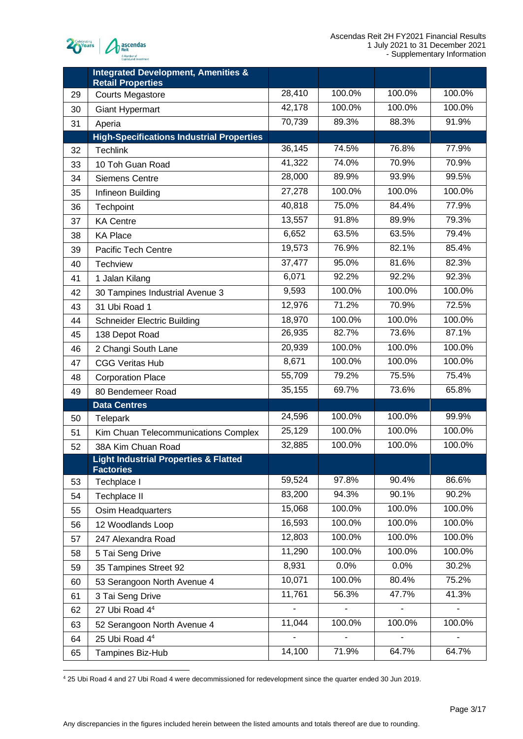| | Integrated Development, Amenities & Retail Properties | | | | |
|---|---|---|---|---|---|
| 29 | Courts Megastore | 28,410 | 100.0% | 100.0% | 100.0% |
| 30 | Giant Hypermart | 42,178 | 100.0% | 100.0% | 100.0% |
| 31 | Aperia | 70,739 | 89.3% | 88.3% | 91.9% |
| | **High-Specifications Industrial Properties** | | | | |
| 32 | Techlink | 36,145 | 74.5% | 76.8% | 77.9% |
| 33 | 10 Toh Guan Road | 41,322 | 74.0% | 70.9% | 70.9% |
| 34 | Siemens Centre | 28,000 | 89.9% | 93.9% | 99.5% |
| 35 | Infineon Building | 27,278 | 100.0% | 100.0% | 100.0% |
| 36 | Techpoint | 40,818 | 75.0% | 84.4% | 77.9% |
| 37 | KA Centre | 13,557 | 91.8% | 89.9% | 79.3% |
| 38 | KA Place | 6,652 | 63.5% | 63.5% | 79.4% |
| 39 | Pacific Tech Centre | 19,573 | 76.9% | 82.1% | 85.4% |
| 40 | Techview | 37,477 | 95.0% | 81.6% | 82.3% |
| 41 | 1 Jalan Kilang | 6,071 | 92.2% | 92.2% | 92.3% |
| 42 | 30 Tampines Industrial Avenue 3 | 9,593 | 100.0% | 100.0% | 100.0% |
| 43 | 31 Ubi Road 1 | 12,976 | 71.2% | 70.9% | 72.5% |
| 44 | Schneider Electric Building | 18,970 | 100.0% | 100.0% | 100.0% |
| 45 | 138 Depot Road | 26,935 | 82.7% | 73.6% | 87.1% |
| 46 | 2 Changi South Lane | 20,939 | 100.0% | 100.0% | 100.0% |
| 47 | CGG Veritas Hub | 8,671 | 100.0% | 100.0% | 100.0% |
| 48 | Corporation Place | 55,709 | 79.2% | 75.5% | 75.4% |
| 49 | 80 Bendemeer Road | 35,155 | 69.7% | 73.6% | 65.8% |
| | **Data Centres** | | | | |
| 50 | Telepark | 24,596 | 100.0% | 100.0% | 99.9% |
| 51 | Kim Chuan Telecommunications Complex | 25,129 | 100.0% | 100.0% | 100.0% |
| 52 | 38A Kim Chuan Road | 32,885 | 100.0% | 100.0% | 100.0% |
| | **Light Industrial Properties & Flatted Factories** | | | | |
| 53 | Techplace I | 59,524 | 97.8% | 90.4% | 86.6% |
| 54 | Techplace II | 83,200 | 94.3% | 90.1% | 90.2% |
| 55 | Osim Headquarters | 15,068 | 100.0% | 100.0% | 100.0% |
| 56 | 12 Woodlands Loop | 16,593 | 100.0% | 100.0% | 100.0% |
| 57 | 247 Alexandra Road | 12,803 | 100.0% | 100.0% | 100.0% |
| 58 | 5 Tai Seng Drive | 11,290 | 100.0% | 100.0% | 100.0% |
| 59 | 35 Tampines Street 92 | 8,931 | 0.0% | 0.0% | 30.2% |
| 60 | 53 Serangoon North Avenue 4 | 10,071 | 100.0% | 80.4% | 75.2% |
| 61 | 3 Tai Seng Drive | 11,761 | 56.3% | 47.7% | 41.3% |
| 62 | 27 Ubi Road 4[4] | - | - | - | - |
| 63 | 52 Serangoon North Avenue 4 | 11,044 | 100.0% | 100.0% | 100.0% |
| 64 | 25 Ubi Road 4[4] | - | - | - | - |
| 65 | Tampines Biz-Hub | 14,100 | 71.9% | 64.7% | 64.7% |

[4] 25 Ubi Road 4 and 27 Ubi Road 4 were decommissioned for redevelopment since the quarter ended 30 Jun 2019.

Any discrepancies in the figures included herein between the listed amounts and totals thereof are due to rounding.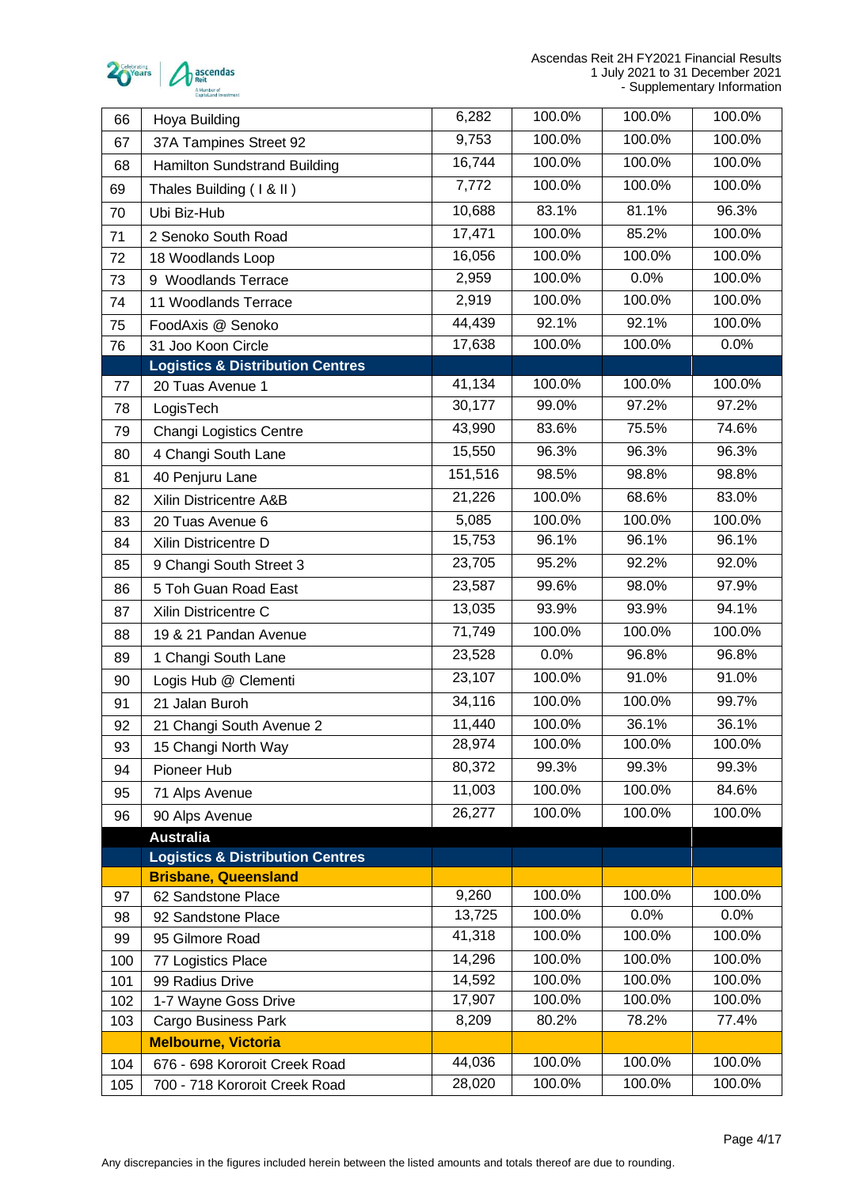| | | | | | |
|---|---|---|---|---|---|
| 66 | Hoya Building | 6,282 | 100.0% | 100.0% | 100.0% |
| 67 | 37A Tampines Street 92 | 9,753 | 100.0% | 100.0% | 100.0% |
| 68 | Hamilton Sundstrand Building | 16,744 | 100.0% | 100.0% | 100.0% |
| 69 | Thales Building ( I & II ) | 7,772 | 100.0% | 100.0% | 100.0% |
| 70 | Ubi Biz-Hub | 10,688 | 83.1% | 81.1% | 96.3% |
| 71 | 2 Senoko South Road | 17,471 | 100.0% | 85.2% | 100.0% |
| 72 | 18 Woodlands Loop | 16,056 | 100.0% | 100.0% | 100.0% |
| 73 | 9 Woodlands Terrace | 2,959 | 100.0% | 0.0% | 100.0% |
| 74 | 11 Woodlands Terrace | 2,919 | 100.0% | 100.0% | 100.0% |
| 75 | FoodAxis @ Senoko | 44,439 | 92.1% | 92.1% | 100.0% |
| 76 | 31 Joo Koon Circle | 17,638 | 100.0% | 100.0% | 0.0% |
| | **Logistics & Distribution Centres** | | | | |
| 77 | 20 Tuas Avenue 1 | 41,134 | 100.0% | 100.0% | 100.0% |
| 78 | LogisTech | 30,177 | 99.0% | 97.2% | 97.2% |
| 79 | Changi Logistics Centre | 43,990 | 83.6% | 75.5% | 74.6% |
| 80 | 4 Changi South Lane | 15,550 | 96.3% | 96.3% | 96.3% |
| 81 | 40 Penjuru Lane | 151,516 | 98.5% | 98.8% | 98.8% |
| 82 | Xilin Districentre A&B | 21,226 | 100.0% | 68.6% | 83.0% |
| 83 | 20 Tuas Avenue 6 | 5,085 | 100.0% | 100.0% | 100.0% |
| 84 | Xilin Districentre D | 15,753 | 96.1% | 96.1% | 96.1% |
| 85 | 9 Changi South Street 3 | 23,705 | 95.2% | 92.2% | 92.0% |
| 86 | 5 Toh Guan Road East | 23,587 | 99.6% | 98.0% | 97.9% |
| 87 | Xilin Districentre C | 13,035 | 93.9% | 93.9% | 94.1% |
| 88 | 19 & 21 Pandan Avenue | 71,749 | 100.0% | 100.0% | 100.0% |
| 89 | 1 Changi South Lane | 23,528 | 0.0% | 96.8% | 96.8% |
| 90 | Logis Hub @ Clementi | 23,107 | 100.0% | 91.0% | 91.0% |
| 91 | 21 Jalan Buroh | 34,116 | 100.0% | 100.0% | 99.7% |
| 92 | 21 Changi South Avenue 2 | 11,440 | 100.0% | 36.1% | 36.1% |
| 93 | 15 Changi North Way | 28,974 | 100.0% | 100.0% | 100.0% |
| 94 | Pioneer Hub | 80,372 | 99.3% | 99.3% | 99.3% |
| 95 | 71 Alps Avenue | 11,003 | 100.0% | 100.0% | 84.6% |
| 96 | 90 Alps Avenue | 26,277 | 100.0% | 100.0% | 100.0% |
| | **Australia** | | | | |
| | **Logistics & Distribution Centres** | | | | |
| | **Brisbane, Queensland** | | | | |
| 97 | 62 Sandstone Place | 9,260 | 100.0% | 100.0% | 100.0% |
| 98 | 92 Sandstone Place | 13,725 | 100.0% | 0.0% | 0.0% |
| 99 | 95 Gilmore Road | 41,318 | 100.0% | 100.0% | 100.0% |
| 100 | 77 Logistics Place | 14,296 | 100.0% | 100.0% | 100.0% |
| 101 | 99 Radius Drive | 14,592 | 100.0% | 100.0% | 100.0% |
| 102 | 1-7 Wayne Goss Drive | 17,907 | 100.0% | 100.0% | 100.0% |
| 103 | Cargo Business Park | 8,209 | 80.2% | 78.2% | 77.4% |
| | **Melbourne, Victoria** | | | | |
| 104 | 676 - 698 Kororoit Creek Road | 44,036 | 100.0% | 100.0% | 100.0% |
| 105 | 700 - 718 Kororoit Creek Road | 28,020 | 100.0% | 100.0% | 100.0% |

Any discrepancies in the figures included herein between the listed amounts and totals thereof are due to rounding.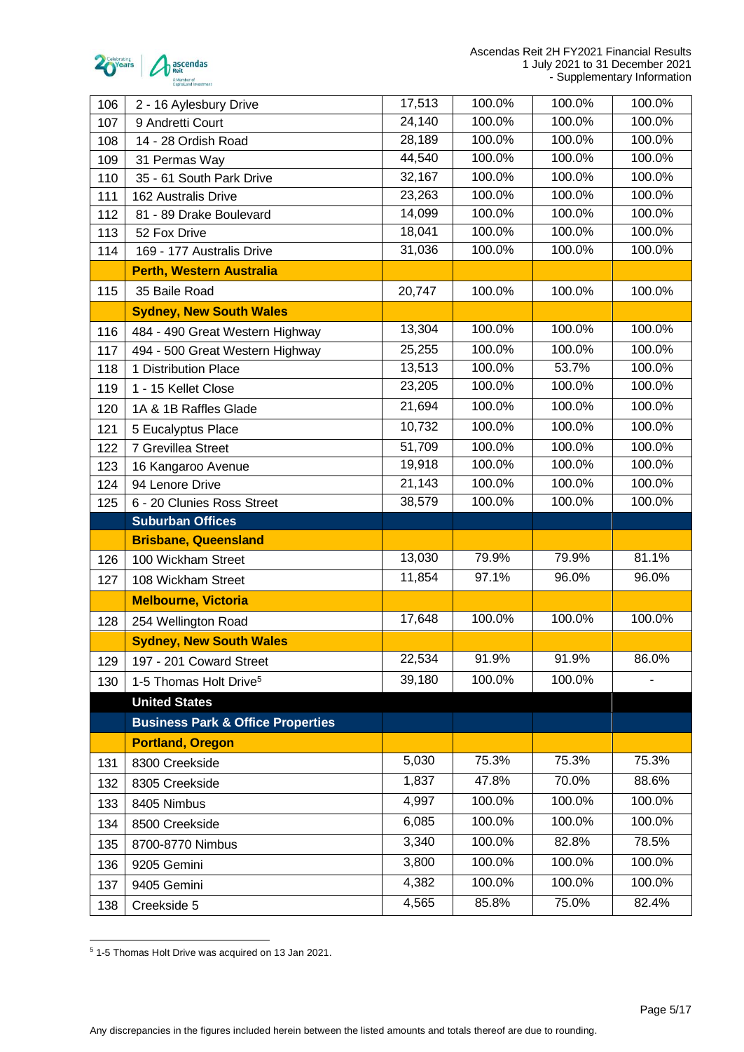| 106 | 2 - 16 Aylesbury Drive | 17,513 | 100.0% | 100.0% | 100.0% |
|---|---|---|---|---|---|
| 107 | 9 Andretti Court | 24,140 | 100.0% | 100.0% | 100.0% |
| 108 | 14 - 28 Ordish Road | 28,189 | 100.0% | 100.0% | 100.0% |
| 109 | 31 Permas Way | 44,540 | 100.0% | 100.0% | 100.0% |
| 110 | 35 - 61 South Park Drive | 32,167 | 100.0% | 100.0% | 100.0% |
| 111 | 162 Australis Drive | 23,263 | 100.0% | 100.0% | 100.0% |
| 112 | 81 - 89 Drake Boulevard | 14,099 | 100.0% | 100.0% | 100.0% |
| 113 | 52 Fox Drive | 18,041 | 100.0% | 100.0% | 100.0% |
| 114 | 169 - 177 Australis Drive | 31,036 | 100.0% | 100.0% | 100.0% |
| | **Perth, Western Australia** | | | | |
| 115 | 35 Baile Road | 20,747 | 100.0% | 100.0% | 100.0% |
| | **Sydney, New South Wales** | | | | |
| 116 | 484 - 490 Great Western Highway | 13,304 | 100.0% | 100.0% | 100.0% |
| 117 | 494 - 500 Great Western Highway | 25,255 | 100.0% | 100.0% | 100.0% |
| 118 | 1 Distribution Place | 13,513 | 100.0% | 53.7% | 100.0% |
| 119 | 1 - 15 Kellet Close | 23,205 | 100.0% | 100.0% | 100.0% |
| 120 | 1A & 1B Raffles Glade | 21,694 | 100.0% | 100.0% | 100.0% |
| 121 | 5 Eucalyptus Place | 10,732 | 100.0% | 100.0% | 100.0% |
| 122 | 7 Grevillea Street | 51,709 | 100.0% | 100.0% | 100.0% |
| 123 | 16 Kangaroo Avenue | 19,918 | 100.0% | 100.0% | 100.0% |
| 124 | 94 Lenore Drive | 21,143 | 100.0% | 100.0% | 100.0% |
| 125 | 6 - 20 Clunies Ross Street | 38,579 | 100.0% | 100.0% | 100.0% |
| | **Suburban Offices** | | | | |
| | **Brisbane, Queensland** | | | | |
| 126 | 100 Wickham Street | 13,030 | 79.9% | 79.9% | 81.1% |
| 127 | 108 Wickham Street | 11,854 | 97.1% | 96.0% | 96.0% |
| | **Melbourne, Victoria** | | | | |
| 128 | 254 Wellington Road | 17,648 | 100.0% | 100.0% | 100.0% |
| | **Sydney, New South Wales** | | | | |
| 129 | 197 - 201 Coward Street | 22,534 | 91.9% | 91.9% | 86.0% |
| 130 | 1-5 Thomas Holt Drive[5] | 39,180 | 100.0% | 100.0% | - |
| | **United States** | | | | |
| | **Business Park & Office Properties** | | | | |
| | **Portland, Oregon** | | | | |
| 131 | 8300 Creekside | 5,030 | 75.3% | 75.3% | 75.3% |
| 132 | 8305 Creekside | 1,837 | 47.8% | 70.0% | 88.6% |
| 133 | 8405 Nimbus | 4,997 | 100.0% | 100.0% | 100.0% |
| 134 | 8500 Creekside | 6,085 | 100.0% | 100.0% | 100.0% |
| 135 | 8700-8770 Nimbus | 3,340 | 100.0% | 82.8% | 78.5% |
| 136 | 9205 Gemini | 3,800 | 100.0% | 100.0% | 100.0% |
| 137 | 9405 Gemini | 4,382 | 100.0% | 100.0% | 100.0% |
| 138 | Creekside 5 | 4,565 | 85.8% | 75.0% | 82.4% |

[5] 1-5 Thomas Holt Drive was acquired on 13 Jan 2021.

Any discrepancies in the figures included herein between the listed amounts and totals thereof are due to rounding.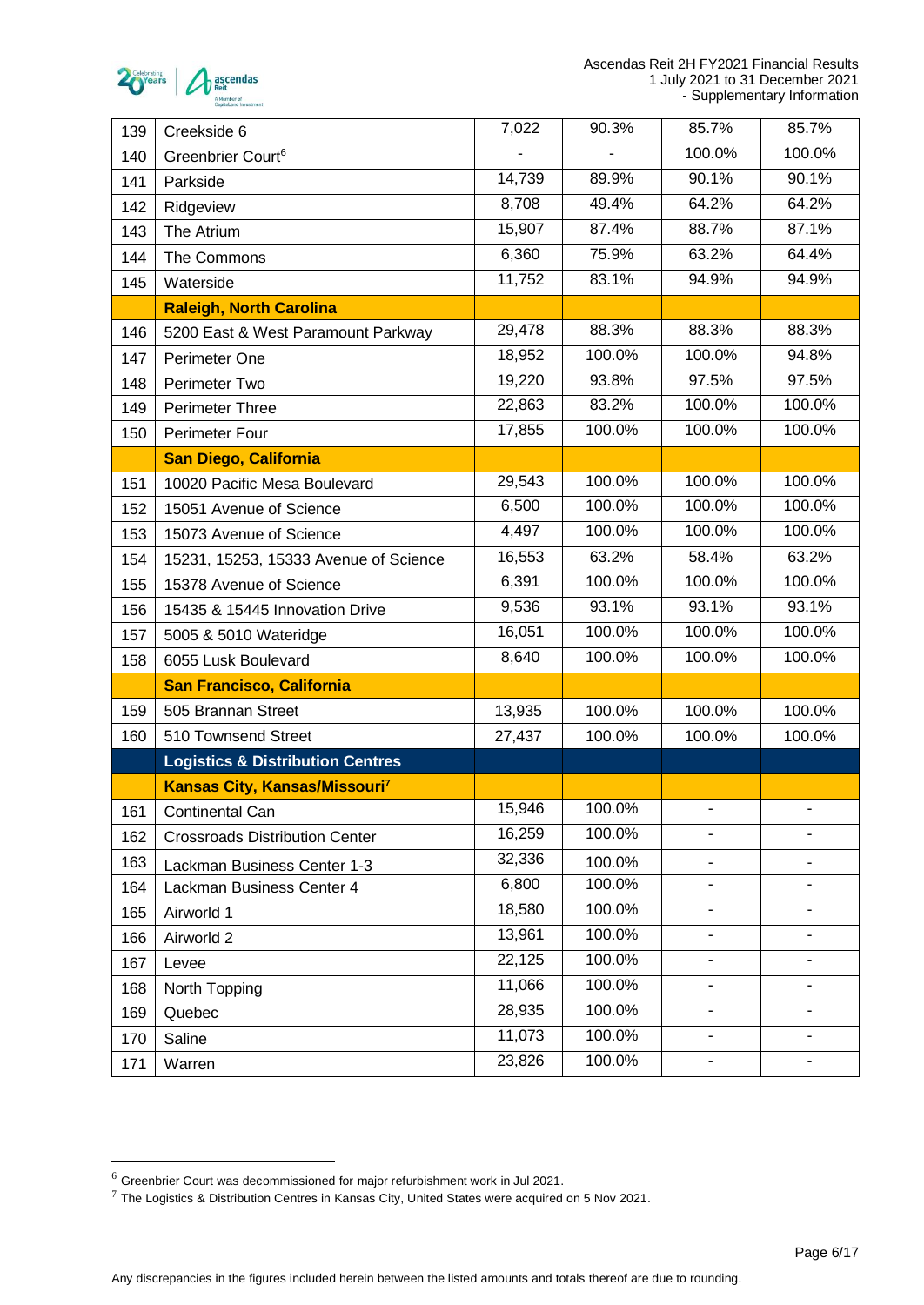| | | | | | |
|---|---|---|---|---|---|
| 139 | Creekside 6 | 7,022 | 90.3% | 85.7% | 85.7% |
| 140 | Greenbrier Court[6] | - | - | 100.0% | 100.0% |
| 141 | Parkside | 14,739 | 89.9% | 90.1% | 90.1% |
| 142 | Ridgeview | 8,708 | 49.4% | 64.2% | 64.2% |
| 143 | The Atrium | 15,907 | 87.4% | 88.7% | 87.1% |
| 144 | The Commons | 6,360 | 75.9% | 63.2% | 64.4% |
| 145 | Waterside | 11,752 | 83.1% | 94.9% | 94.9% |
| | **Raleigh, North Carolina** | | | | |
| 146 | 5200 East & West Paramount Parkway | 29,478 | 88.3% | 88.3% | 88.3% |
| 147 | Perimeter One | 18,952 | 100.0% | 100.0% | 94.8% |
| 148 | Perimeter Two | 19,220 | 93.8% | 97.5% | 97.5% |
| 149 | Perimeter Three | 22,863 | 83.2% | 100.0% | 100.0% |
| 150 | Perimeter Four | 17,855 | 100.0% | 100.0% | 100.0% |
| | **San Diego, California** | | | | |
| 151 | 10020 Pacific Mesa Boulevard | 29,543 | 100.0% | 100.0% | 100.0% |
| 152 | 15051 Avenue of Science | 6,500 | 100.0% | 100.0% | 100.0% |
| 153 | 15073 Avenue of Science | 4,497 | 100.0% | 100.0% | 100.0% |
| 154 | 15231, 15253, 15333 Avenue of Science | 16,553 | 63.2% | 58.4% | 63.2% |
| 155 | 15378 Avenue of Science | 6,391 | 100.0% | 100.0% | 100.0% |
| 156 | 15435 & 15445 Innovation Drive | 9,536 | 93.1% | 93.1% | 93.1% |
| 157 | 5005 & 5010 Wateridge | 16,051 | 100.0% | 100.0% | 100.0% |
| 158 | 6055 Lusk Boulevard | 8,640 | 100.0% | 100.0% | 100.0% |
| | **San Francisco, California** | | | | |
| 159 | 505 Brannan Street | 13,935 | 100.0% | 100.0% | 100.0% |
| 160 | 510 Townsend Street | 27,437 | 100.0% | 100.0% | 100.0% |
| | **Logistics & Distribution Centres** | | | | |
| | **Kansas City, Kansas/Missouri[7]** | | | | |
| 161 | Continental Can | 15,946 | 100.0% | - | - |
| 162 | Crossroads Distribution Center | 16,259 | 100.0% | - | - |
| 163 | Lackman Business Center 1-3 | 32,336 | 100.0% | - | - |
| 164 | Lackman Business Center 4 | 6,800 | 100.0% | - | - |
| 165 | Airworld 1 | 18,580 | 100.0% | - | - |
| 166 | Airworld 2 | 13,961 | 100.0% | - | - |
| 167 | Levee | 22,125 | 100.0% | - | - |
| 168 | North Topping | 11,066 | 100.0% | - | - |
| 169 | Quebec | 28,935 | 100.0% | - | - |
| 170 | Saline | 11,073 | 100.0% | - | - |
| 171 | Warren | 23,826 | 100.0% | - | - |

[6] Greenbrier Court was decommissioned for major refurbishment work in Jul 2021.

[7] The Logistics & Distribution Centres in Kansas City, United States were acquired on 5 Nov 2021.

Any discrepancies in the figures included herein between the listed amounts and totals thereof are due to rounding.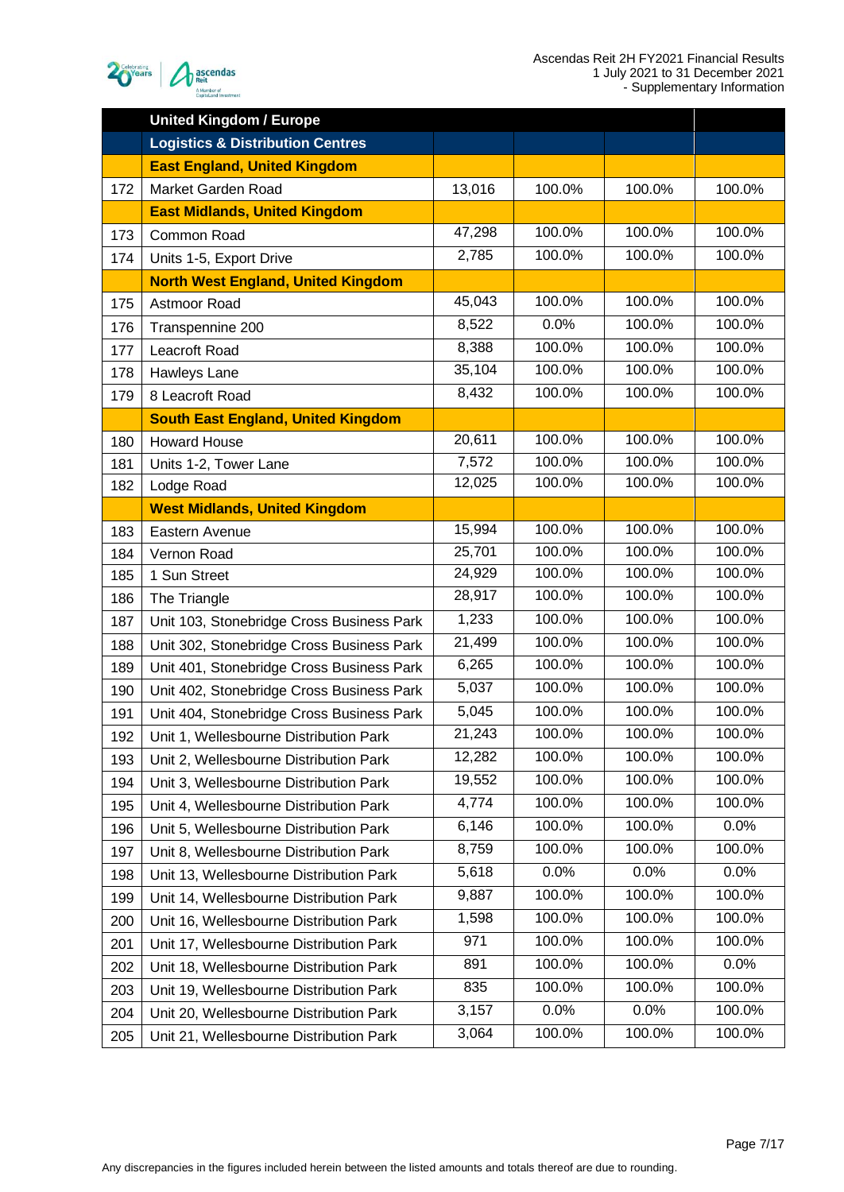| | United Kingdom / Europe | | | | |
|---|---|---|---|---|---|
| | **Logistics & Distribution Centres** | | | | |
| | **East England, United Kingdom** | | | | |
| 172 | Market Garden Road | 13,016 | 100.0% | 100.0% | 100.0% |
| | **East Midlands, United Kingdom** | | | | |
| 173 | Common Road | 47,298 | 100.0% | 100.0% | 100.0% |
| 174 | Units 1-5, Export Drive | 2,785 | 100.0% | 100.0% | 100.0% |
| | **North West England, United Kingdom** | | | | |
| 175 | Astmoor Road | 45,043 | 100.0% | 100.0% | 100.0% |
| 176 | Transpennine 200 | 8,522 | 0.0% | 100.0% | 100.0% |
| 177 | Leacroft Road | 8,388 | 100.0% | 100.0% | 100.0% |
| 178 | Hawleys Lane | 35,104 | 100.0% | 100.0% | 100.0% |
| 179 | 8 Leacroft Road | 8,432 | 100.0% | 100.0% | 100.0% |
| | **South East England, United Kingdom** | | | | |
| 180 | Howard House | 20,611 | 100.0% | 100.0% | 100.0% |
| 181 | Units 1-2, Tower Lane | 7,572 | 100.0% | 100.0% | 100.0% |
| 182 | Lodge Road | 12,025 | 100.0% | 100.0% | 100.0% |
| | **West Midlands, United Kingdom** | | | | |
| 183 | Eastern Avenue | 15,994 | 100.0% | 100.0% | 100.0% |
| 184 | Vernon Road | 25,701 | 100.0% | 100.0% | 100.0% |
| 185 | 1 Sun Street | 24,929 | 100.0% | 100.0% | 100.0% |
| 186 | The Triangle | 28,917 | 100.0% | 100.0% | 100.0% |
| 187 | Unit 103, Stonebridge Cross Business Park | 1,233 | 100.0% | 100.0% | 100.0% |
| 188 | Unit 302, Stonebridge Cross Business Park | 21,499 | 100.0% | 100.0% | 100.0% |
| 189 | Unit 401, Stonebridge Cross Business Park | 6,265 | 100.0% | 100.0% | 100.0% |
| 190 | Unit 402, Stonebridge Cross Business Park | 5,037 | 100.0% | 100.0% | 100.0% |
| 191 | Unit 404, Stonebridge Cross Business Park | 5,045 | 100.0% | 100.0% | 100.0% |
| 192 | Unit 1, Wellesbourne Distribution Park | 21,243 | 100.0% | 100.0% | 100.0% |
| 193 | Unit 2, Wellesbourne Distribution Park | 12,282 | 100.0% | 100.0% | 100.0% |
| 194 | Unit 3, Wellesbourne Distribution Park | 19,552 | 100.0% | 100.0% | 100.0% |
| 195 | Unit 4, Wellesbourne Distribution Park | 4,774 | 100.0% | 100.0% | 100.0% |
| 196 | Unit 5, Wellesbourne Distribution Park | 6,146 | 100.0% | 100.0% | 0.0% |
| 197 | Unit 8, Wellesbourne Distribution Park | 8,759 | 100.0% | 100.0% | 100.0% |
| 198 | Unit 13, Wellesbourne Distribution Park | 5,618 | 0.0% | 0.0% | 0.0% |
| 199 | Unit 14, Wellesbourne Distribution Park | 9,887 | 100.0% | 100.0% | 100.0% |
| 200 | Unit 16, Wellesbourne Distribution Park | 1,598 | 100.0% | 100.0% | 100.0% |
| 201 | Unit 17, Wellesbourne Distribution Park | 971 | 100.0% | 100.0% | 100.0% |
| 202 | Unit 18, Wellesbourne Distribution Park | 891 | 100.0% | 100.0% | 0.0% |
| 203 | Unit 19, Wellesbourne Distribution Park | 835 | 100.0% | 100.0% | 100.0% |
| 204 | Unit 20, Wellesbourne Distribution Park | 3,157 | 0.0% | 0.0% | 100.0% |
| 205 | Unit 21, Wellesbourne Distribution Park | 3,064 | 100.0% | 100.0% | 100.0% |

Any discrepancies in the figures included herein between the listed amounts and totals thereof are due to rounding.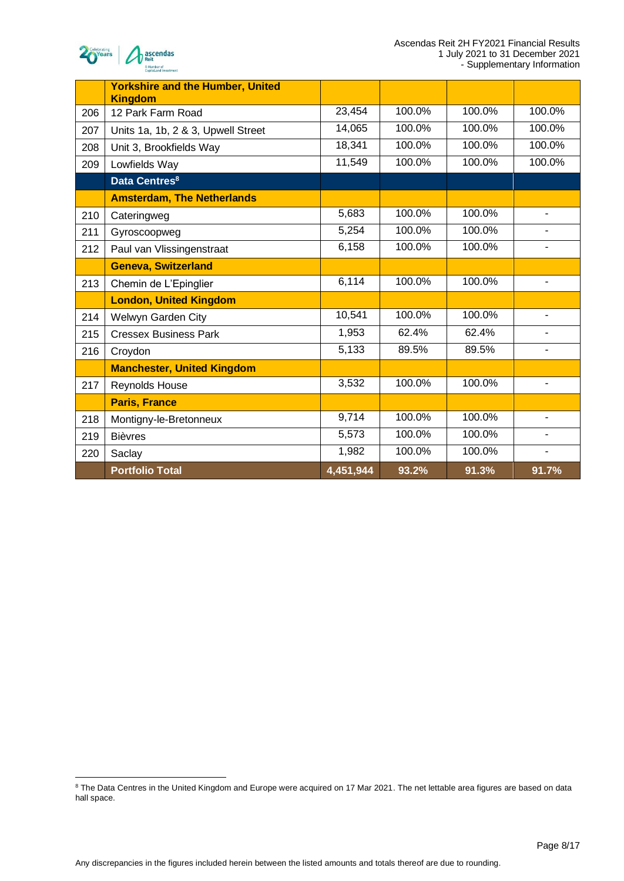| | | | | | |
|---|---|---|---|---|---|
| | **Yorkshire and the Humber, United Kingdom** | | | | |
| 206 | 12 Park Farm Road | 23,454 | 100.0% | 100.0% | 100.0% |
| 207 | Units 1a, 1b, 2 & 3, Upwell Street | 14,065 | 100.0% | 100.0% | 100.0% |
| 208 | Unit 3, Brookfields Way | 18,341 | 100.0% | 100.0% | 100.0% |
| 209 | Lowfields Way | 11,549 | 100.0% | 100.0% | 100.0% |
| | **Data Centres[8]** | | | | |
| | **Amsterdam, The Netherlands** | | | | |
| 210 | Cateringweg | 5,683 | 100.0% | 100.0% | - |
| 211 | Gyroscoopweg | 5,254 | 100.0% | 100.0% | - |
| 212 | Paul van Vlissingenstraat | 6,158 | 100.0% | 100.0% | - |
| | **Geneva, Switzerland** | | | | |
| 213 | Chemin de L'Epinglier | 6,114 | 100.0% | 100.0% | - |
| | **London, United Kingdom** | | | | |
| 214 | Welwyn Garden City | 10,541 | 100.0% | 100.0% | - |
| 215 | Cressex Business Park | 1,953 | 62.4% | 62.4% | - |
| 216 | Croydon | 5,133 | 89.5% | 89.5% | - |
| | **Manchester, United Kingdom** | | | | |
| 217 | Reynolds House | 3,532 | 100.0% | 100.0% | - |
| | **Paris, France** | | | | |
| 218 | Montigny-le-Bretonneux | 9,714 | 100.0% | 100.0% | - |
| 219 | Bièvres | 5,573 | 100.0% | 100.0% | - |
| 220 | Saclay | 1,982 | 100.0% | 100.0% | - |
| | **Portfolio Total** | **4,451,944** | **93.2%** | **91.3%** | **91.7%** |

[8] The Data Centres in the United Kingdom and Europe were acquired on 17 Mar 2021. The net lettable area figures are based on data hall space.

Any discrepancies in the figures included herein between the listed amounts and totals thereof are due to rounding.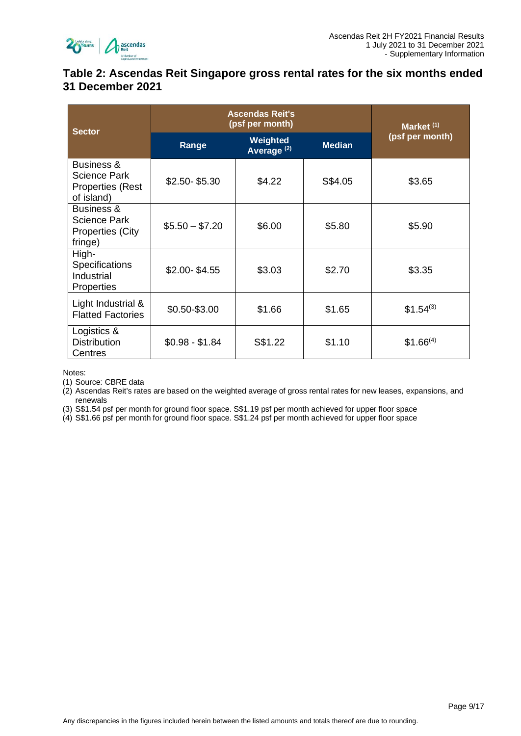## Table 2: Ascendas Reit Singapore gross rental rates for the six months ended 31 December 2021

| Sector | Ascendas Reit's (psf per month) | | | Market [1] (psf per month) |
|---|---|---|---|---|
| | Range | Weighted Average [2] | Median | |
| Business & Science Park Properties (Rest of island) | $2.50- $5.30 | $4.22 | S$4.05 | $3.65 |
| Business & Science Park Properties (City fringe) | $5.50 – $7.20 | $6.00 | $5.80 | $5.90 |
| High-Specifications Industrial Properties | $2.00- $4.55 | $3.03 | $2.70 | $3.35 |
| Light Industrial & Flatted Factories | $0.50-$3.00 | $1.66 | $1.65 | $1.54[3] |
| Logistics & Distribution Centres | $0.98 - $1.84 | S$1.22 | $1.10 | $1.66[4] |

Notes:
(1) Source: CBRE data
(2) Ascendas Reit's rates are based on the weighted average of gross rental rates for new leases, expansions, and renewals
(3) S$1.54 psf per month for ground floor space. S$1.19 psf per month achieved for upper floor space
(4) S$1.66 psf per month for ground floor space. S$1.24 psf per month achieved for upper floor space

Any discrepancies in the figures included herein between the listed amounts and totals thereof are due to rounding.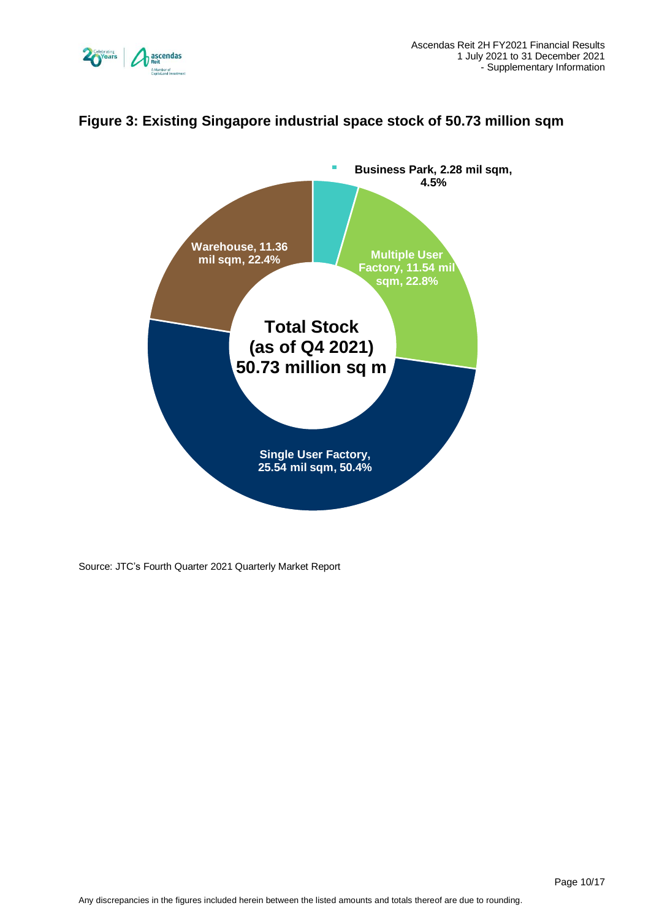## Figure 3: Existing Singapore industrial space stock of 50.73 million sqm

Business Park, 2.28 mil sqm, 4.5%

Multiple User Factory, 11.54 mil sqm, 22.8%

Single User Factory, 25.54 mil sqm, 50.4%

Warehouse, 11.36 mil sqm, 22.4%

Total Stock (as of Q4 2021) 50.73 million sq m

Source: JTC's Fourth Quarter 2021 Quarterly Market Report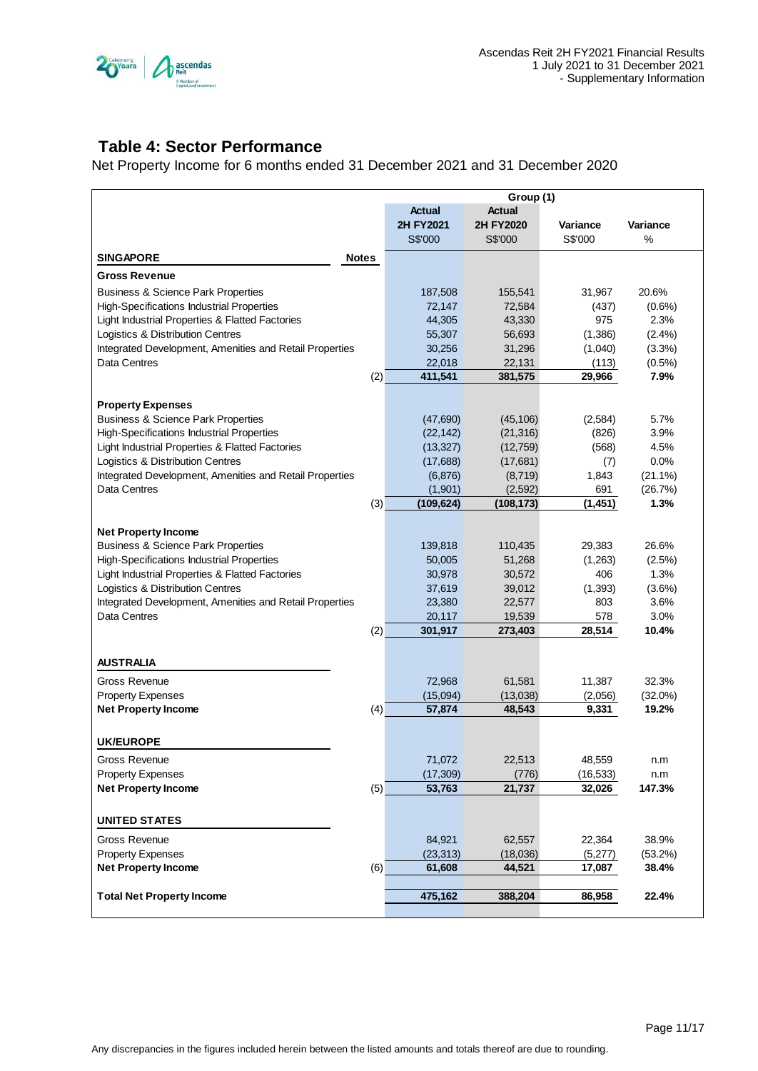## Table 4: Sector Performance

Net Property Income for 6 months ended 31 December 2021 and 31 December 2020

| | | Group (1) | | | |
|---|---|---|---|---|---|
| | | Actual 2H FY2021 | Actual 2H FY2020 | Variance | Variance |
| | | S$'000 | S$'000 | S$'000 | % |
| **SINGAPORE** | **Notes** | | | | |
| **Gross Revenue** | | | | | |
| Business & Science Park Properties | | 187,508 | 155,541 | 31,967 | 20.6% |
| High-Specifications Industrial Properties | | 72,147 | 72,584 | (437) | (0.6%) |
| Light Industrial Properties & Flatted Factories | | 44,305 | 43,330 | 975 | 2.3% |
| Logistics & Distribution Centres | | 55,307 | 56,693 | (1,386) | (2.4%) |
| Integrated Development, Amenities and Retail Properties | | 30,256 | 31,296 | (1,040) | (3.3%) |
| Data Centres | | 22,018 | 22,131 | (113) | (0.5%) |
| | (2) | **411,541** | **381,575** | **29,966** | **7.9%** |
| **Property Expenses** | | | | | |
| Business & Science Park Properties | | (47,690) | (45,106) | (2,584) | 5.7% |
| High-Specifications Industrial Properties | | (22,142) | (21,316) | (826) | 3.9% |
| Light Industrial Properties & Flatted Factories | | (13,327) | (12,759) | (568) | 4.5% |
| Logistics & Distribution Centres | | (17,688) | (17,681) | (7) | 0.0% |
| Integrated Development, Amenities and Retail Properties | | (6,876) | (8,719) | 1,843 | (21.1%) |
| Data Centres | | (1,901) | (2,592) | 691 | (26.7%) |
| | (3) | **(109,624)** | **(108,173)** | **(1,451)** | **1.3%** |
| **Net Property Income** | | | | | |
| Business & Science Park Properties | | 139,818 | 110,435 | 29,383 | 26.6% |
| High-Specifications Industrial Properties | | 50,005 | 51,268 | (1,263) | (2.5%) |
| Light Industrial Properties & Flatted Factories | | 30,978 | 30,572 | 406 | 1.3% |
| Logistics & Distribution Centres | | 37,619 | 39,012 | (1,393) | (3.6%) |
| Integrated Development, Amenities and Retail Properties | | 23,380 | 22,577 | 803 | 3.6% |
| Data Centres | | 20,117 | 19,539 | 578 | 3.0% |
| | (2) | **301,917** | **273,403** | **28,514** | **10.4%** |
| **AUSTRALIA** | | | | | |
| Gross Revenue | | 72,968 | 61,581 | 11,387 | 32.3% |
| Property Expenses | | (15,094) | (13,038) | (2,056) | (32.0%) |
| **Net Property Income** | (4) | **57,874** | **48,543** | **9,331** | **19.2%** |
| **UK/EUROPE** | | | | | |
| Gross Revenue | | 71,072 | 22,513 | 48,559 | n.m |
| Property Expenses | | (17,309) | (776) | (16,533) | n.m |
| **Net Property Income** | (5) | **53,763** | **21,737** | **32,026** | **147.3%** |
| **UNITED STATES** | | | | | |
| Gross Revenue | | 84,921 | 62,557 | 22,364 | 38.9% |
| Property Expenses | | (23,313) | (18,036) | (5,277) | (53.2%) |
| **Net Property Income** | (6) | **61,608** | **44,521** | **17,087** | **38.4%** |
| **Total Net Property Income** | | **475,162** | **388,204** | **86,958** | **22.4%** |

Any discrepancies in the figures included herein between the listed amounts and totals thereof are due to rounding.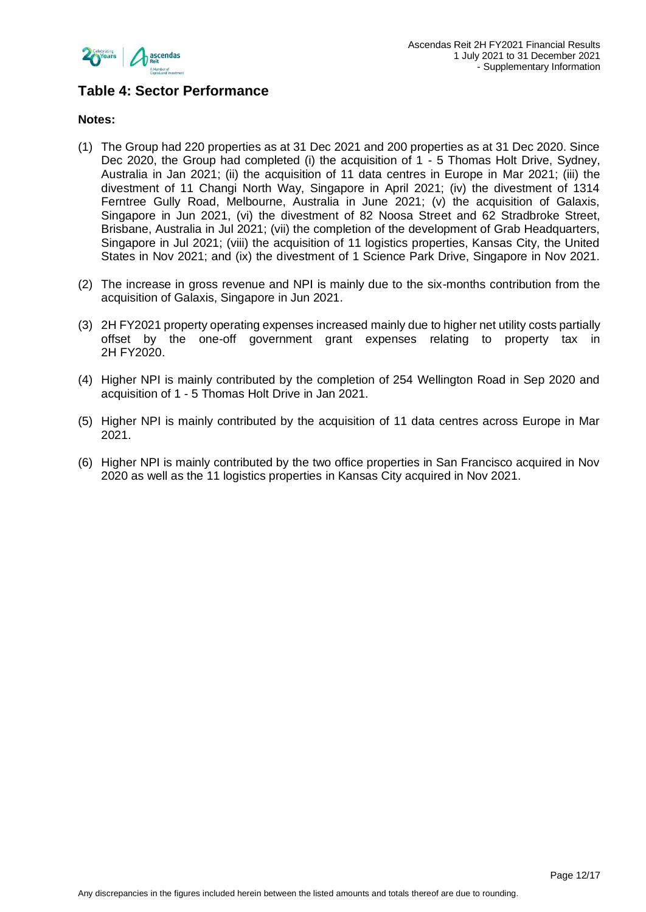## Table 4: Sector Performance

**Notes:**

(1) The Group had 220 properties as at 31 Dec 2021 and 200 properties as at 31 Dec 2020. Since Dec 2020, the Group had completed (i) the acquisition of 1 - 5 Thomas Holt Drive, Sydney, Australia in Jan 2021; (ii) the acquisition of 11 data centres in Europe in Mar 2021; (iii) the divestment of 11 Changi North Way, Singapore in April 2021; (iv) the divestment of 1314 Ferntree Gully Road, Melbourne, Australia in June 2021; (v) the acquisition of Galaxis, Singapore in Jun 2021, (vi) the divestment of 82 Noosa Street and 62 Stradbroke Street, Brisbane, Australia in Jul 2021; (vii) the completion of the development of Grab Headquarters, Singapore in Jul 2021; (viii) the acquisition of 11 logistics properties, Kansas City, the United States in Nov 2021; and (ix) the divestment of 1 Science Park Drive, Singapore in Nov 2021.

(2) The increase in gross revenue and NPI is mainly due to the six-months contribution from the acquisition of Galaxis, Singapore in Jun 2021.

(3) 2H FY2021 property operating expenses increased mainly due to higher net utility costs partially offset by the one-off government grant expenses relating to property tax in 2H FY2020.

(4) Higher NPI is mainly contributed by the completion of 254 Wellington Road in Sep 2020 and acquisition of 1 - 5 Thomas Holt Drive in Jan 2021.

(5) Higher NPI is mainly contributed by the acquisition of 11 data centres across Europe in Mar 2021.

(6) Higher NPI is mainly contributed by the two office properties in San Francisco acquired in Nov 2020 as well as the 11 logistics properties in Kansas City acquired in Nov 2021.

Any discrepancies in the figures included herein between the listed amounts and totals thereof are due to rounding.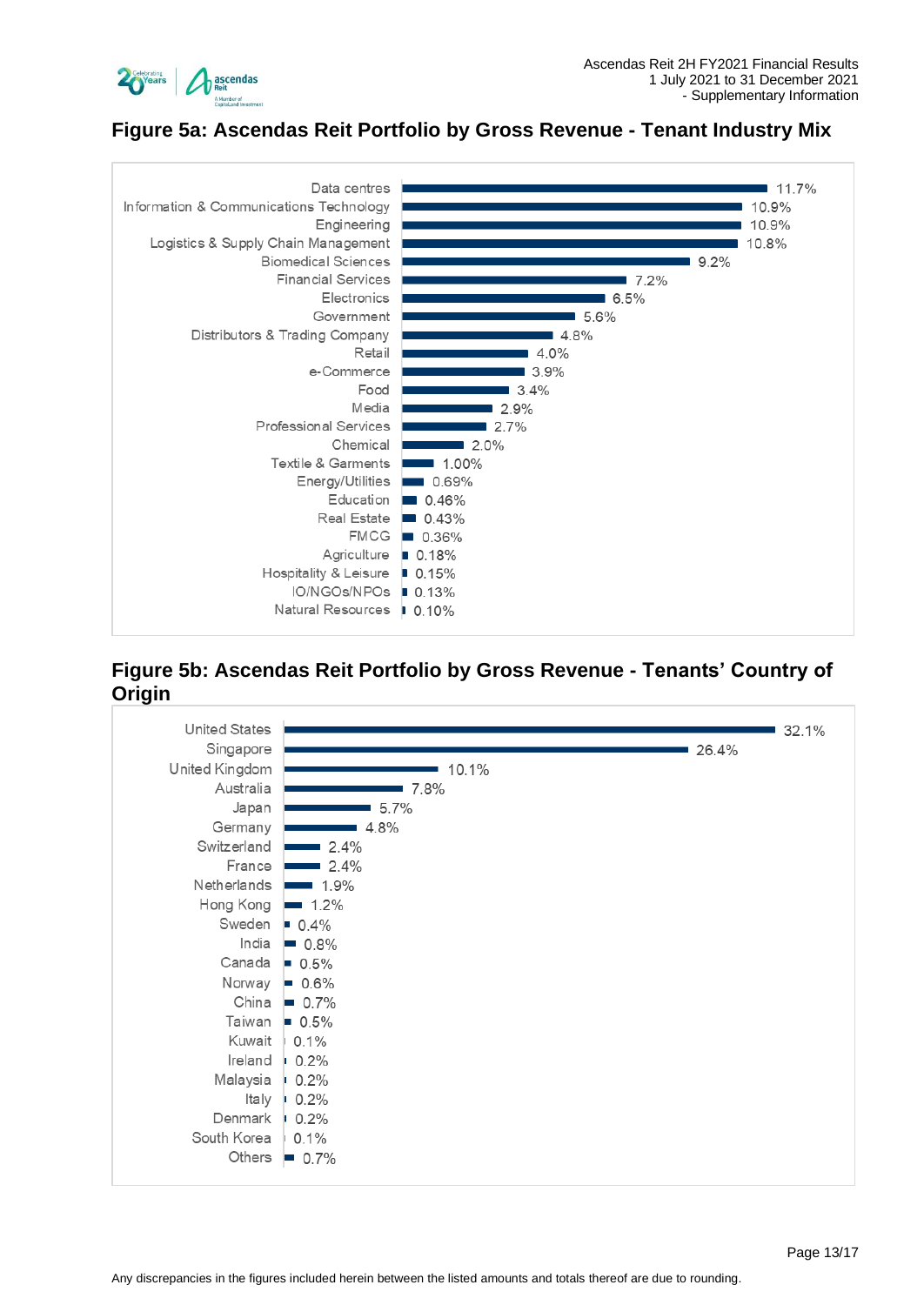## Figure 5a: Ascendas Reit Portfolio by Gross Revenue - Tenant Industry Mix

| Tenant Industry | % of Gross Revenue |
|---|---|
| Data centres | 11.7% |
| Information & Communications Technology | 10.9% |
| Engineering | 10.9% |
| Logistics & Supply Chain Management | 10.8% |
| Biomedical Sciences | 9.2% |
| Financial Services | 7.2% |
| Electronics | 6.5% |
| Government | 5.6% |
| Distributors & Trading Company | 4.8% |
| Retail | 4.0% |
| e-Commerce | 3.9% |
| Food | 3.4% |
| Media | 2.9% |
| Professional Services | 2.7% |
| Chemical | 2.0% |
| Textile & Garments | 1.00% |
| Energy/Utilities | 0.69% |
| Education | 0.46% |
| Real Estate | 0.43% |
| FMCG | 0.36% |
| Agriculture | 0.18% |
| Hospitality & Leisure | 0.15% |
| IO/NGOs/NPOs | 0.13% |
| Natural Resources | 0.10% |

## Figure 5b: Ascendas Reit Portfolio by Gross Revenue - Tenants' Country of Origin

| Country of Origin | % of Gross Revenue |
|---|---|
| United States | 32.1% |
| Singapore | 26.4% |
| United Kingdom | 10.1% |
| Australia | 7.8% |
| Japan | 5.7% |
| Germany | 4.8% |
| Switzerland | 2.4% |
| France | 2.4% |
| Netherlands | 1.9% |
| Hong Kong | 1.2% |
| Sweden | 0.4% |
| India | 0.8% |
| Canada | 0.5% |
| Norway | 0.6% |
| China | 0.7% |
| Taiwan | 0.5% |
| Kuwait | 0.1% |
| Ireland | 0.2% |
| Malaysia | 0.2% |
| Italy | 0.2% |
| Denmark | 0.2% |
| South Korea | 0.1% |
| Others | 0.7% |

Any discrepancies in the figures included herein between the listed amounts and totals thereof are due to rounding.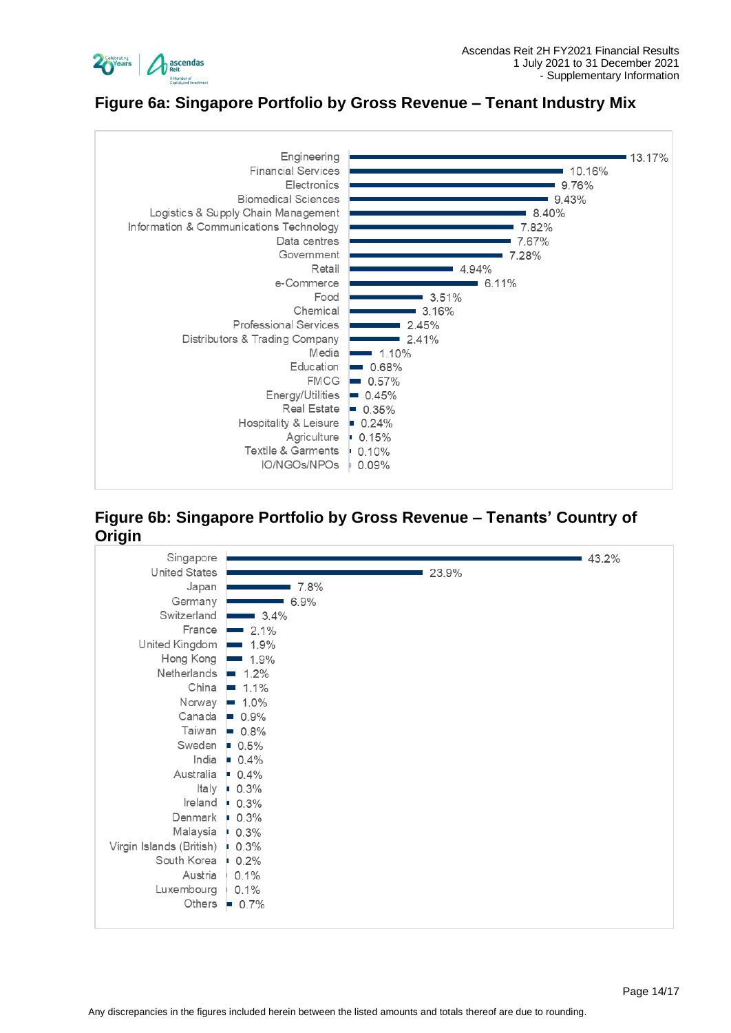## Figure 6a: Singapore Portfolio by Gross Revenue – Tenant Industry Mix

| Industry | % |
|---|---|
| Engineering | 13.17% |
| Financial Services | 10.16% |
| Electronics | 9.76% |
| Biomedical Sciences | 9.43% |
| Logistics & Supply Chain Management | 8.40% |
| Information & Communications Technology | 7.82% |
| Data centres | 7.67% |
| Government | 7.28% |
| Retail | 4.94% |
| e-Commerce | 6.11% |
| Food | 3.51% |
| Chemical | 3.16% |
| Professional Services | 2.45% |
| Distributors & Trading Company | 2.41% |
| Media | 1.10% |
| Education | 0.68% |
| FMCG | 0.57% |
| Energy/Utilities | 0.45% |
| Real Estate | 0.35% |
| Hospitality & Leisure | 0.24% |
| Agriculture | 0.15% |
| Textile & Garments | 0.10% |
| IO/NGOs/NPOs | 0.09% |

## Figure 6b: Singapore Portfolio by Gross Revenue – Tenants' Country of Origin

| Country | % |
|---|---|
| Singapore | 43.2% |
| United States | 23.9% |
| Japan | 7.8% |
| Germany | 6.9% |
| Switzerland | 3.4% |
| France | 2.1% |
| United Kingdom | 1.9% |
| Hong Kong | 1.9% |
| Netherlands | 1.2% |
| China | 1.1% |
| Norway | 1.0% |
| Canada | 0.9% |
| Taiwan | 0.8% |
| Sweden | 0.5% |
| India | 0.4% |
| Australia | 0.4% |
| Italy | 0.3% |
| Ireland | 0.3% |
| Denmark | 0.3% |
| Malaysia | 0.3% |
| Virgin Islands (British) | 0.3% |
| South Korea | 0.2% |
| Austria | 0.1% |
| Luxembourg | 0.1% |
| Others | 0.7% |

Any discrepancies in the figures included herein between the listed amounts and totals thereof are due to rounding.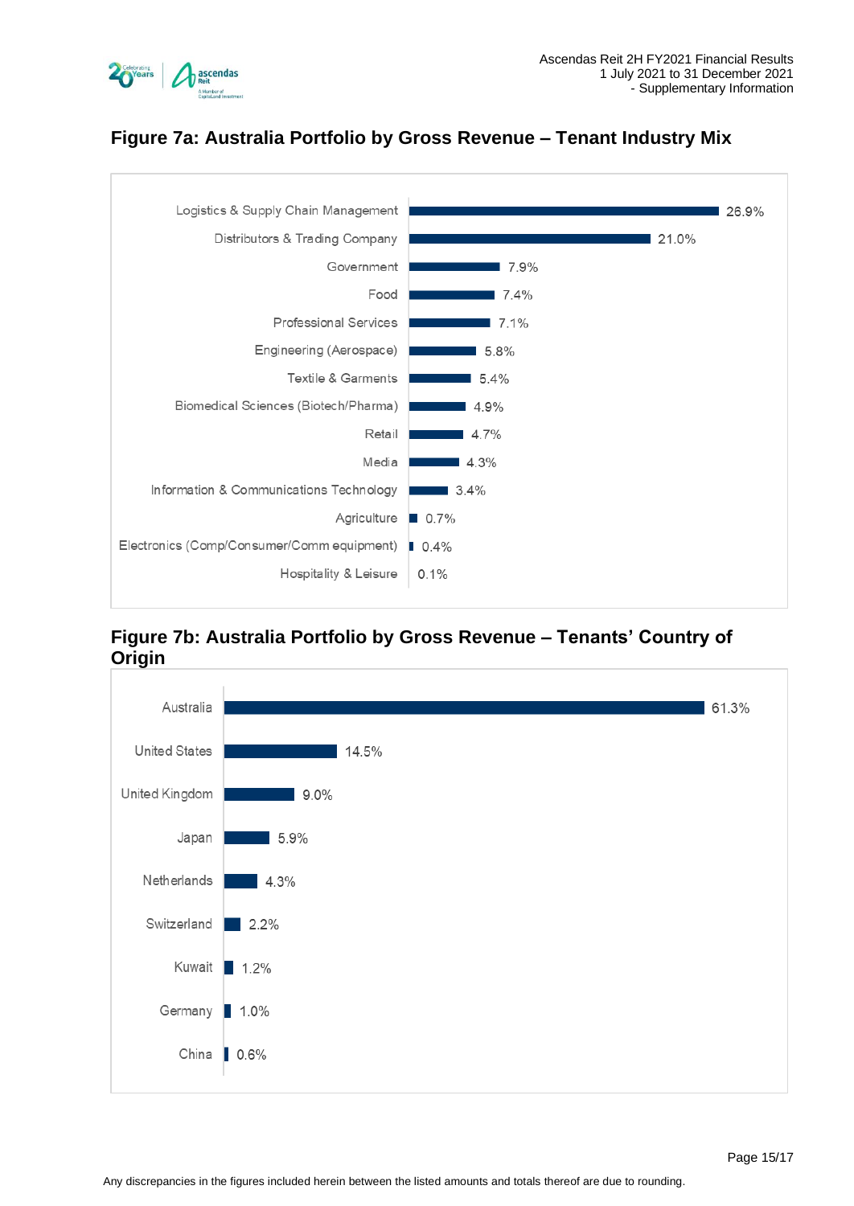## Figure 7a: Australia Portfolio by Gross Revenue – Tenant Industry Mix

| Tenant Industry | Gross Revenue |
|---|---|
| Logistics & Supply Chain Management | 26.9% |
| Distributors & Trading Company | 21.0% |
| Government | 7.9% |
| Food | 7.4% |
| Professional Services | 7.1% |
| Engineering (Aerospace) | 5.8% |
| Textile & Garments | 5.4% |
| Biomedical Sciences (Biotech/Pharma) | 4.9% |
| Retail | 4.7% |
| Media | 4.3% |
| Information & Communications Technology | 3.4% |
| Agriculture | 0.7% |
| Electronics (Comp/Consumer/Comm equipment) | 0.4% |
| Hospitality & Leisure | 0.1% |

## Figure 7b: Australia Portfolio by Gross Revenue – Tenants' Country of Origin

| Country of Origin | Gross Revenue |
|---|---|
| Australia | 61.3% |
| United States | 14.5% |
| United Kingdom | 9.0% |
| Japan | 5.9% |
| Netherlands | 4.3% |
| Switzerland | 2.2% |
| Kuwait | 1.2% |
| Germany | 1.0% |
| China | 0.6% |

Any discrepancies in the figures included herein between the listed amounts and totals thereof are due to rounding.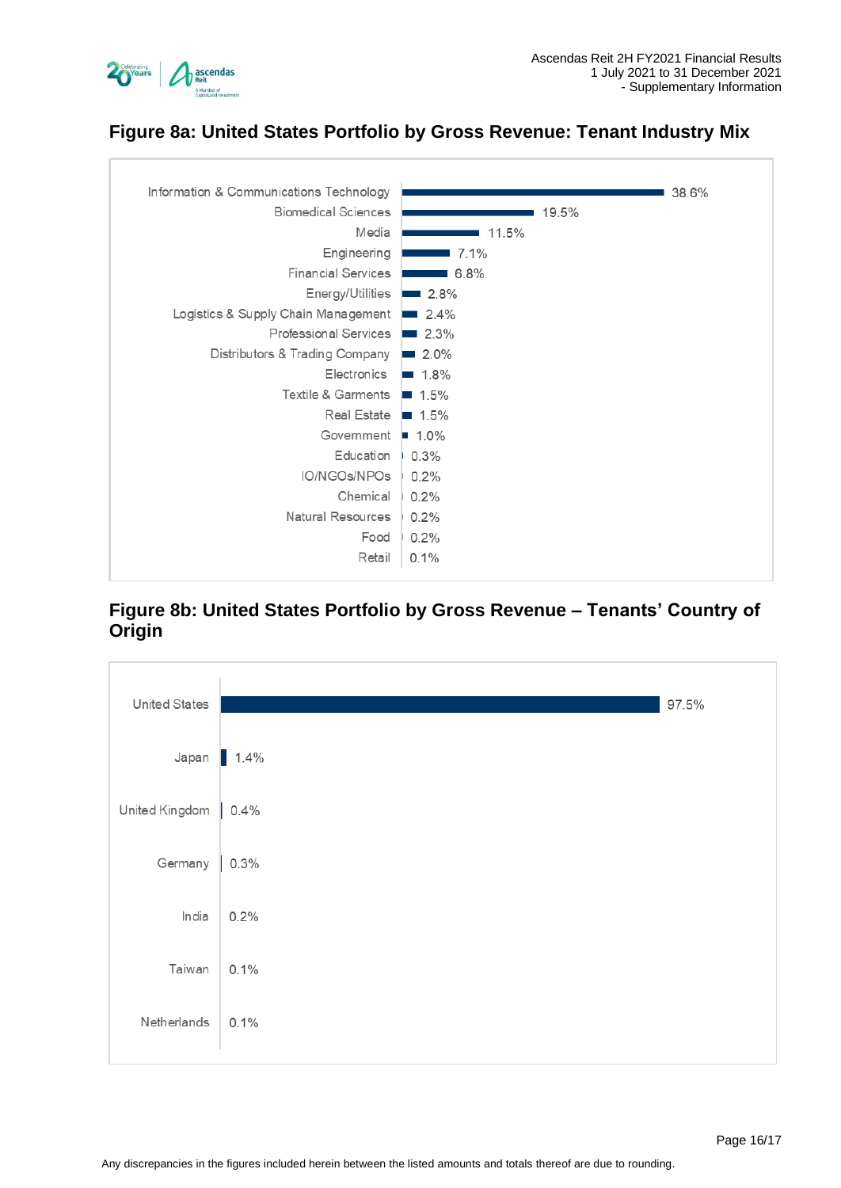## Figure 8a: United States Portfolio by Gross Revenue: Tenant Industry Mix

| Tenant Industry | % of Gross Revenue |
|---|---|
| Information & Communications Technology | 38.6% |
| Biomedical Sciences | 19.5% |
| Media | 11.5% |
| Engineering | 7.1% |
| Financial Services | 6.8% |
| Energy/Utilities | 2.8% |
| Logistics & Supply Chain Management | 2.4% |
| Professional Services | 2.3% |
| Distributors & Trading Company | 2.0% |
| Electronics | 1.8% |
| Textile & Garments | 1.5% |
| Real Estate | 1.5% |
| Government | 1.0% |
| Education | 0.3% |
| IO/NGOs/NPOs | 0.2% |
| Chemical | 0.2% |
| Natural Resources | 0.2% |
| Food | 0.2% |
| Retail | 0.1% |

## Figure 8b: United States Portfolio by Gross Revenue – Tenants' Country of Origin

| Country of Origin | % of Gross Revenue |
|---|---|
| United States | 97.5% |
| Japan | 1.4% |
| United Kingdom | 0.4% |
| Germany | 0.3% |
| India | 0.2% |
| Taiwan | 0.1% |
| Netherlands | 0.1% |

Any discrepancies in the figures included herein between the listed amounts and totals thereof are due to rounding.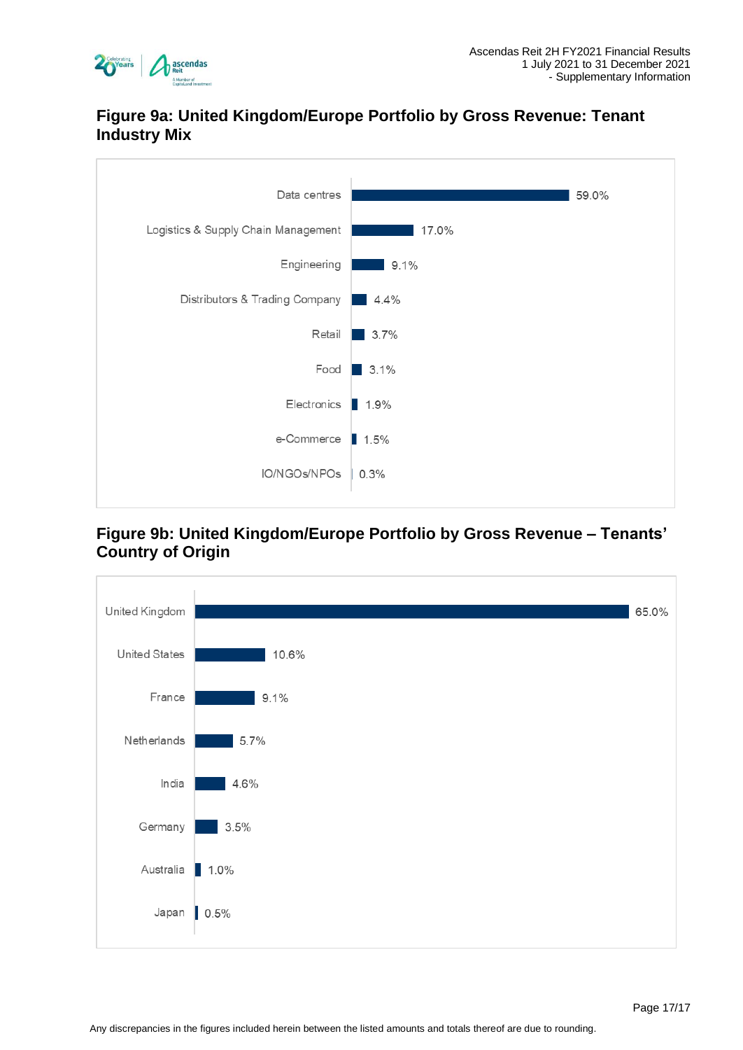## Figure 9a: United Kingdom/Europe Portfolio by Gross Revenue: Tenant Industry Mix

Data centres 59.0%
Logistics & Supply Chain Management 17.0%
Engineering 9.1%
Distributors & Trading Company 4.4%
Retail 3.7%
Food 3.1%
Electronics 1.9%
e-Commerce 1.5%
IO/NGOs/NPOs 0.3%

## Figure 9b: United Kingdom/Europe Portfolio by Gross Revenue – Tenants' Country of Origin

United Kingdom 65.0%
United States 10.6%
France 9.1%
Netherlands 5.7%
India 4.6%
Germany 3.5%
Australia 1.0%
Japan 0.5%

Any discrepancies in the figures included herein between the listed amounts and totals thereof are due to rounding.